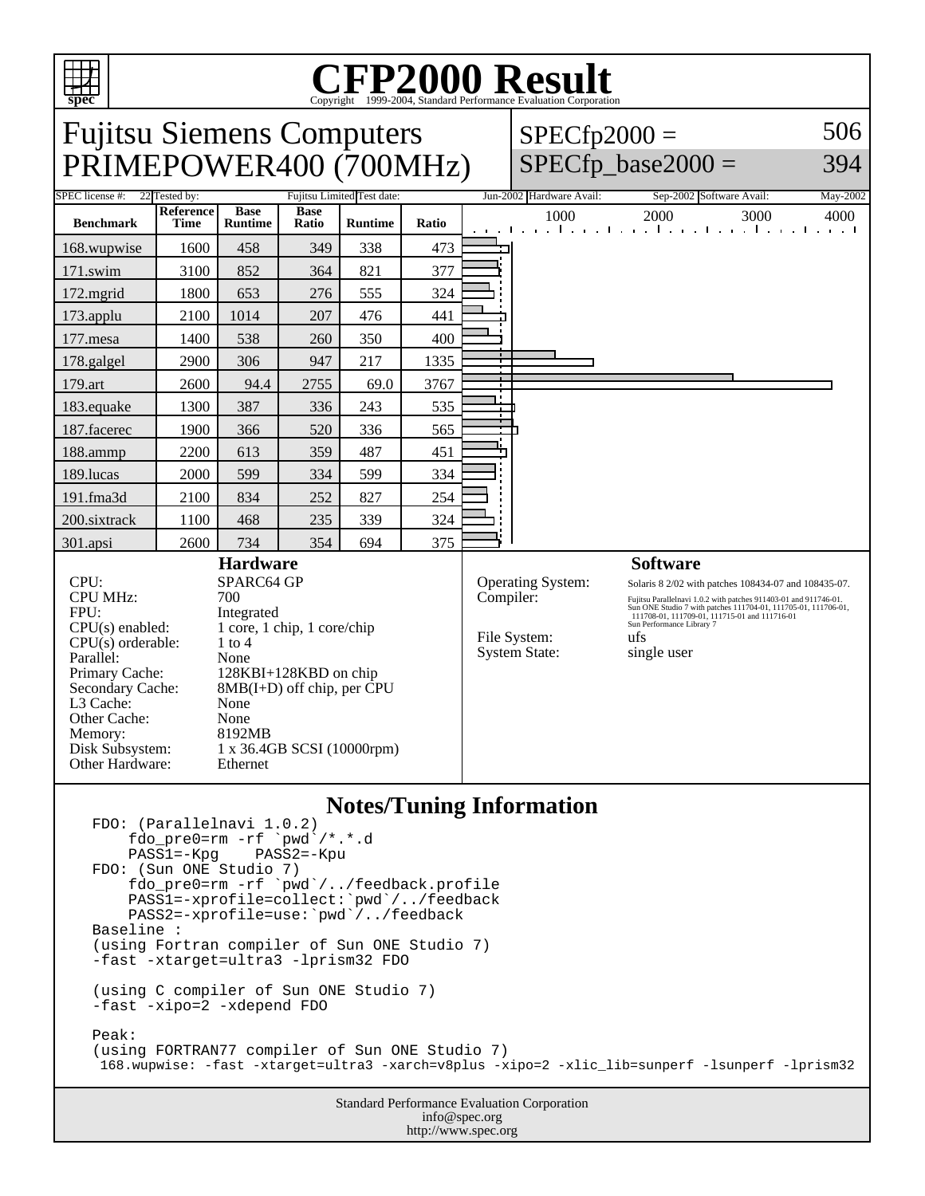# CFP2000 Result

Copyright 1999-2004, Standard Performance Evaluation Corporation

## Fujitsu Siemens Computers PRIMEPOWER400 (700MHz)

SPECfp2000 = 506

SPECfp_base2000 = 394

| SPEC license #: | 22 | Tested by: | Fujitsu Limited | Test date: | Jun-2002 | Hardware Avail: | Sep-2002 | Software Avail: | May-2002 |
|---|---|---|---|---|---|---|---|---|---|

| Benchmark | Reference Time | Base Runtime | Base Ratio | Runtime | Ratio |
|---|---|---|---|---|---|
| 168.wupwise | 1600 | 458 | 349 | 338 | 473 |
| 171.swim | 3100 | 852 | 364 | 821 | 377 |
| 172.mgrid | 1800 | 653 | 276 | 555 | 324 |
| 173.applu | 2100 | 1014 | 207 | 476 | 441 |
| 177.mesa | 1400 | 538 | 260 | 350 | 400 |
| 178.galgel | 2900 | 306 | 947 | 217 | 1335 |
| 179.art | 2600 | 94.4 | 2755 | 69.0 | 3767 |
| 183.equake | 1300 | 387 | 336 | 243 | 535 |
| 187.facerec | 1900 | 366 | 520 | 336 | 565 |
| 188.ammp | 2200 | 613 | 359 | 487 | 451 |
| 189.lucas | 2000 | 599 | 334 | 599 | 334 |
| 191.fma3d | 2100 | 834 | 252 | 827 | 254 |
| 200.sixtrack | 1100 | 468 | 235 | 339 | 324 |
| 301.apsi | 2600 | 734 | 354 | 694 | 375 |

### Hardware

| | |
|---|---|
| CPU: | SPARC64 GP |
| CPU MHz: | 700 |
| FPU: | Integrated |
| CPU(s) enabled: | 1 core, 1 chip, 1 core/chip |
| CPU(s) orderable: | 1 to 4 |
| Parallel: | None |
| Primary Cache: | 128KBI+128KBD on chip |
| Secondary Cache: | 8MB(I+D) off chip, per CPU |
| L3 Cache: | None |
| Other Cache: | None |
| Memory: | 8192MB |
| Disk Subsystem: | 1 x 36.4GB SCSI (10000rpm) |
| Other Hardware: | Ethernet |

### Software

| | |
|---|---|
| Operating System: | Solaris 8 2/02 with patches 108434-07 and 108435-07. |
| Compiler: | Fujitsu Parallelnavi 1.0.2 with patches 911403-01 and 911746-01. Sun ONE Studio 7 with patches 111704-01, 111705-01, 111706-01, 111708-01, 111709-01, 111715-01 and 111716-01 Sun Performance Library 7 |
| File System: | ufs |
| System State: | single user |

## Notes/Tuning Information

```
FDO: (Parallelnavi 1.0.2)
    fdo_pre0=rm -rf `pwd`/*.*.d
    PASS1=-Kpg    PASS2=-Kpu
FDO: (Sun ONE Studio 7)
    fdo_pre0=rm -rf `pwd`/../feedback.profile
    PASS1=-xprofile=collect:`pwd`/../feedback
    PASS2=-xprofile=use:`pwd`/../feedback
Baseline :
(using Fortran compiler of Sun ONE Studio 7)
-fast -xtarget=ultra3 -lprism32 FDO

(using C compiler of Sun ONE Studio 7)
-fast -xipo=2 -xdepend FDO

Peak:
(using FORTRAN77 compiler of Sun ONE Studio 7)
 168.wupwise: -fast -xtarget=ultra3 -xarch=v8plus -xipo=2 -xlic_lib=sunperf -lsunperf -lprism32
```

Standard Performance Evaluation Corporation
info@spec.org
http://www.spec.org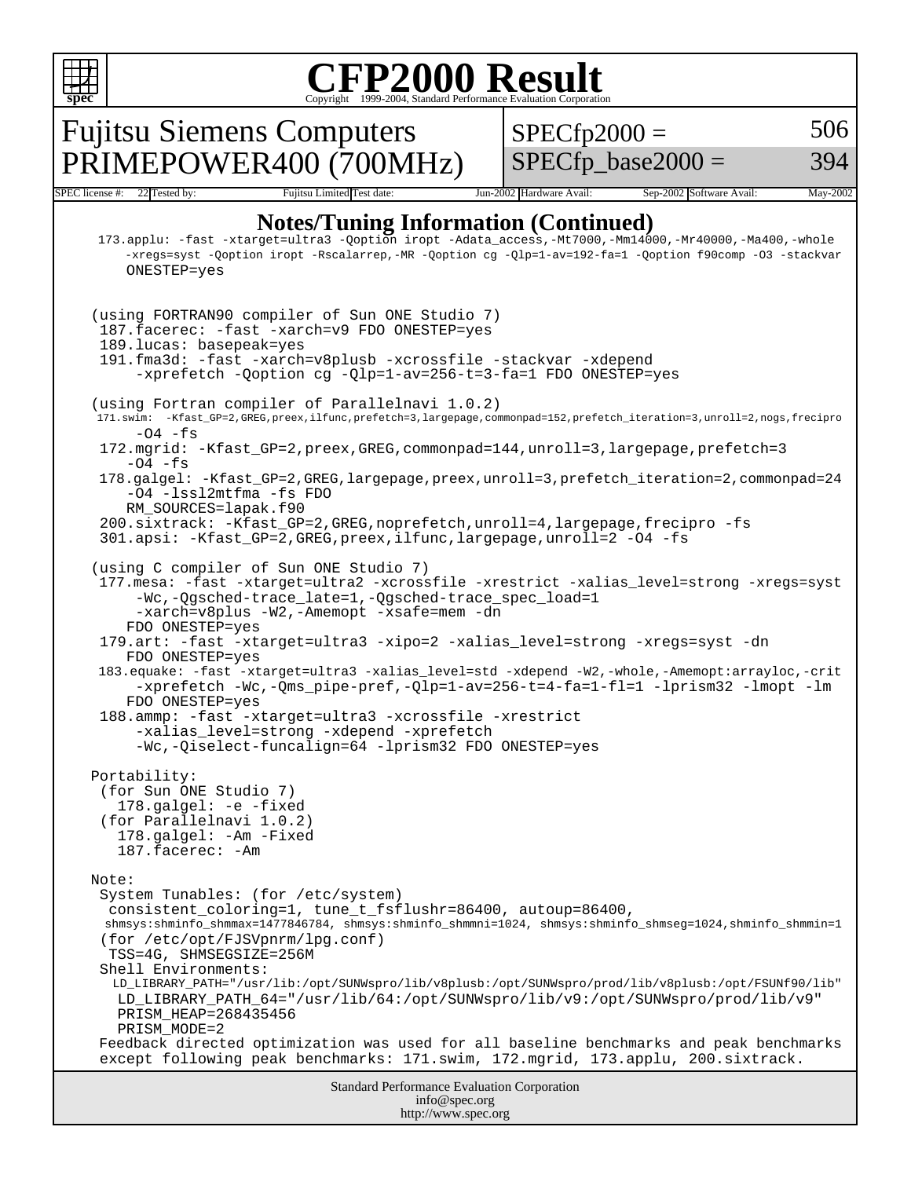# CFP2000 Result

Copyright 1999-2004, Standard Performance Evaluation Corporation

| Fujitsu Siemens Computers PRIMEPOWER400 (700MHz) | SPECfp2000 = | 506 |
|---|---|---|
| | SPECfp_base2000 = | 394 |

SPEC license #: 22 Tested by: Fujitsu Limited Test date: Jun-2002 Hardware Avail: Sep-2002 Software Avail: May-2002

## Notes/Tuning Information (Continued)

```
 173.applu: -fast -xtarget=ultra3 -Qoption iropt -Adata_access,-Mt7000,-Mm14000,-Mr40000,-Ma400,-whole
     -xregs=syst -Qoption iropt -Rscalarrep,-MR -Qoption cg -Qlp=1-av=192-fa=1 -Qoption f90comp -O3 -stackvar
     ONESTEP=yes


(using FORTRAN90 compiler of Sun ONE Studio 7)
 187.facerec: -fast -xarch=v9 FDO ONESTEP=yes
 189.lucas: basepeak=yes
 191.fma3d: -fast -xarch=v8plusb -xcrossfile -stackvar -xdepend
     -xprefetch -Qoption cg -Qlp=1-av=256-t=3-fa=1 FDO ONESTEP=yes

(using Fortran compiler of Parallelnavi 1.0.2)
 171.swim:  -Kfast_GP=2,GREG,preex,ilfunc,prefetch=3,largepage,commonpad=152,prefetch_iteration=3,unroll=2,nogs,frecipro
      -O4 -fs
 172.mgrid: -Kfast_GP=2,preex,GREG,commonpad=144,unroll=3,largepage,prefetch=3
     -O4 -fs
 178.galgel: -Kfast_GP=2,GREG,largepage,preex,unroll=3,prefetch_iteration=2,commonpad=24
     -O4 -lssl2mtfma -fs FDO
     RM_SOURCES=lapak.f90
 200.sixtrack: -Kfast_GP=2,GREG,noprefetch,unroll=4,largepage,frecipro -fs
 301.apsi: -Kfast_GP=2,GREG,preex,ilfunc,largepage,unroll=2 -O4 -fs

(using C compiler of Sun ONE Studio 7)
 177.mesa: -fast -xtarget=ultra2 -xcrossfile -xrestrict -xalias_level=strong -xregs=syst
      -Wc,-Qgsched-trace_late=1,-Qgsched-trace_spec_load=1
      -xarch=v8plus -W2,-Amemopt -xsafe=mem -dn
     FDO ONESTEP=yes
 179.art: -fast -xtarget=ultra3 -xipo=2 -xalias_level=strong -xregs=syst -dn
     FDO ONESTEP=yes
 183.equake: -fast -xtarget=ultra3 -xalias_level=std -xdepend -W2,-whole,-Amemopt:arrayloc,-crit
      -xprefetch -Wc,-Qms_pipe-pref,-Qlp=1-av=256-t=4-fa=1-fl=1 -lprism32 -lmopt -lm
     FDO ONESTEP=yes
 188.ammp: -fast -xtarget=ultra3 -xcrossfile -xrestrict
      -xalias_level=strong -xdepend -xprefetch
      -Wc,-Qiselect-funcalign=64 -lprism32 FDO ONESTEP=yes

Portability:
 (for Sun ONE Studio 7)
   178.galgel: -e -fixed
 (for Parallelnavi 1.0.2)
   178.galgel: -Am -Fixed
   187.facerec: -Am

Note:
 System Tunables: (for /etc/system)
  consistent_coloring=1, tune_t_fsflushr=86400, autoup=86400,
  shmsys:shminfo_shmmax=1477846784, shmsys:shminfo_shmmni=1024, shmsys:shminfo_shmseg=1024,shminfo_shmmin=1
 (for /etc/opt/FJSVpnrm/lpg.conf)
  TSS=4G, SHMSEGSIZE=256M
 Shell Environments:
   LD_LIBRARY_PATH="/usr/lib:/opt/SUNWspro/lib/v8plusb:/opt/SUNWspro/prod/lib/v8plusb:/opt/FSUNf90/lib"
   LD_LIBRARY_PATH_64="/usr/lib/64:/opt/SUNWspro/lib/v9:/opt/SUNWspro/prod/lib/v9"
   PRISM_HEAP=268435456
   PRISM_MODE=2
 Feedback directed optimization was used for all baseline benchmarks and peak benchmarks
 except following peak benchmarks: 171.swim, 172.mgrid, 173.applu, 200.sixtrack.
```

Standard Performance Evaluation Corporation
info@spec.org
http://www.spec.org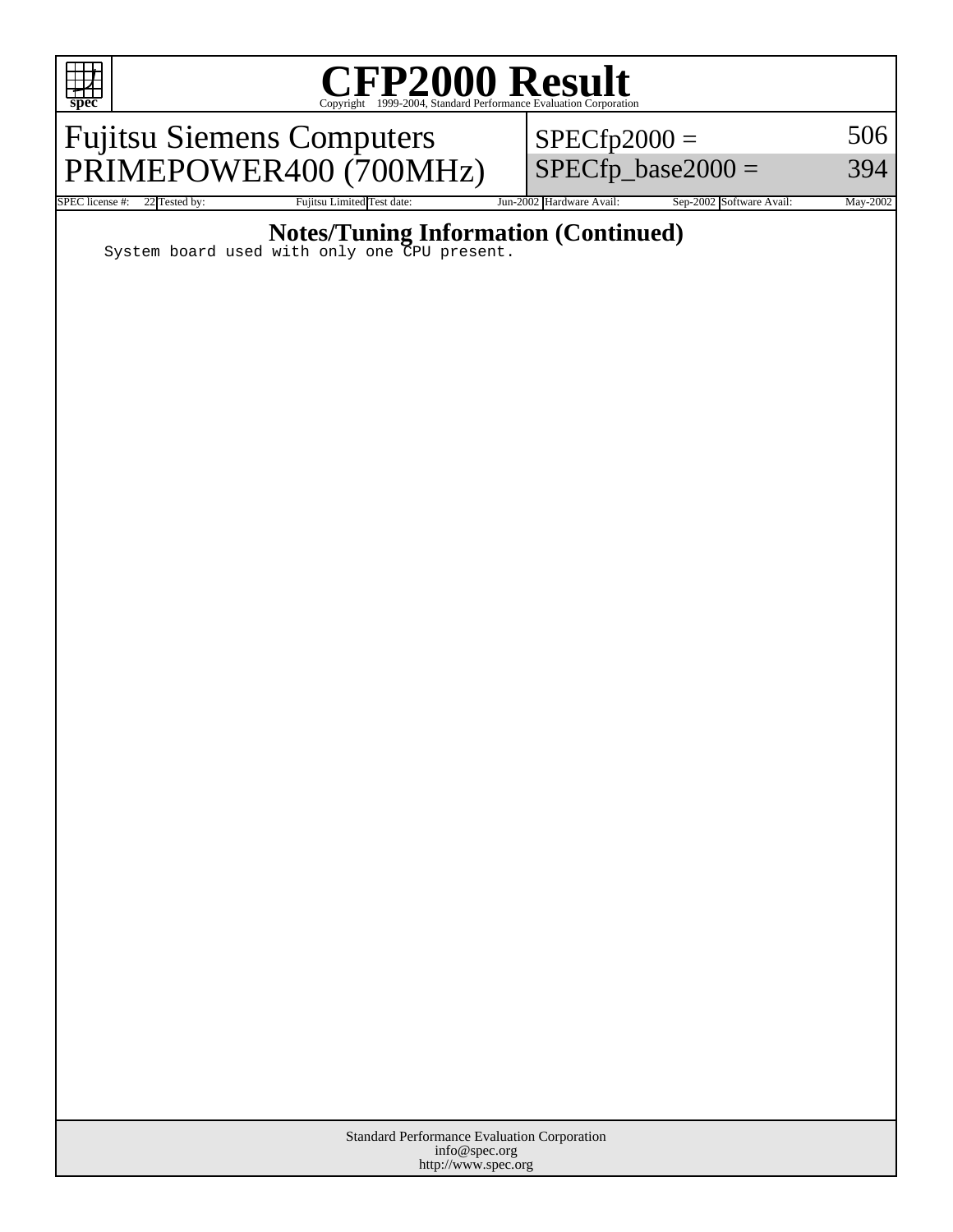# CFP2000 Result

Copyright 1999-2004, Standard Performance Evaluation Corporation

## Fujitsu Siemens Computers PRIMEPOWER400 (700MHz)

SPECfp2000 = 506

SPECfp_base2000 = 394

| SPEC license #: | 22 | Tested by: | Fujitsu Limited | Test date: | Jun-2002 | Hardware Avail: | Sep-2002 | Software Avail: | May-2002 |
|---|---|---|---|---|---|---|---|---|---|

### Notes/Tuning Information (Continued)

```
System board used with only one CPU present.
```

Standard Performance Evaluation Corporation
info@spec.org
http://www.spec.org